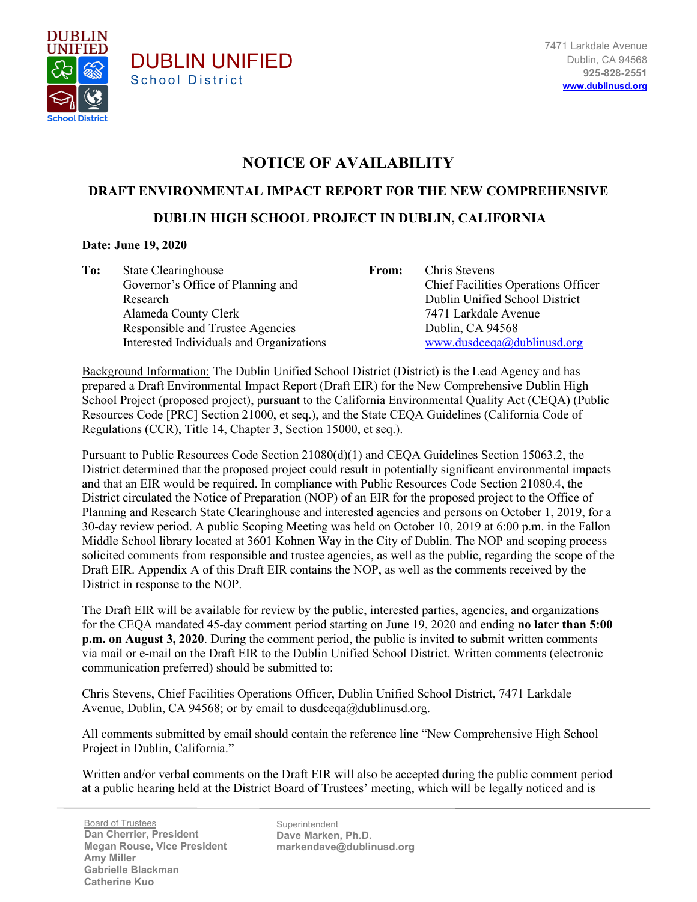DUBLIN UNIFIED School District

7471 Larkdale Avenue
Dublin, CA 94568
**925-828-2551**
**www.dublinusd.org**

# NOTICE OF AVAILABILITY

## DRAFT ENVIRONMENTAL IMPACT REPORT FOR THE NEW COMPREHENSIVE DUBLIN HIGH SCHOOL PROJECT IN DUBLIN, CALIFORNIA

**Date: June 19, 2020**

**To:** State Clearinghouse
Governor's Office of Planning and Research
Alameda County Clerk
Responsible and Trustee Agencies
Interested Individuals and Organizations

**From:** Chris Stevens
Chief Facilities Operations Officer
Dublin Unified School District
7471 Larkdale Avenue
Dublin, CA 94568
www.dusdceqa@dublinusd.org

Background Information: The Dublin Unified School District (District) is the Lead Agency and has prepared a Draft Environmental Impact Report (Draft EIR) for the New Comprehensive Dublin High School Project (proposed project), pursuant to the California Environmental Quality Act (CEQA) (Public Resources Code [PRC] Section 21000, et seq.), and the State CEQA Guidelines (California Code of Regulations (CCR), Title 14, Chapter 3, Section 15000, et seq.).

Pursuant to Public Resources Code Section 21080(d)(1) and CEQA Guidelines Section 15063.2, the District determined that the proposed project could result in potentially significant environmental impacts and that an EIR would be required. In compliance with Public Resources Code Section 21080.4, the District circulated the Notice of Preparation (NOP) of an EIR for the proposed project to the Office of Planning and Research State Clearinghouse and interested agencies and persons on October 1, 2019, for a 30-day review period. A public Scoping Meeting was held on October 10, 2019 at 6:00 p.m. in the Fallon Middle School library located at 3601 Kohnen Way in the City of Dublin. The NOP and scoping process solicited comments from responsible and trustee agencies, as well as the public, regarding the scope of the Draft EIR. Appendix A of this Draft EIR contains the NOP, as well as the comments received by the District in response to the NOP.

The Draft EIR will be available for review by the public, interested parties, agencies, and organizations for the CEQA mandated 45-day comment period starting on June 19, 2020 and ending **no later than 5:00 p.m. on August 3, 2020**. During the comment period, the public is invited to submit written comments via mail or e-mail on the Draft EIR to the Dublin Unified School District. Written comments (electronic communication preferred) should be submitted to:

Chris Stevens, Chief Facilities Operations Officer, Dublin Unified School District, 7471 Larkdale Avenue, Dublin, CA 94568; or by email to dusdceqa@dublinusd.org.

All comments submitted by email should contain the reference line "New Comprehensive High School Project in Dublin, California."

Written and/or verbal comments on the Draft EIR will also be accepted during the public comment period at a public hearing held at the District Board of Trustees' meeting, which will be legally noticed and is

Board of Trustees
**Dan Cherrier, President**
**Megan Rouse, Vice President**
**Amy Miller**
**Gabrielle Blackman**
**Catherine Kuo**

Superintendent
**Dave Marken, Ph.D.**
**markendave@dublinusd.org**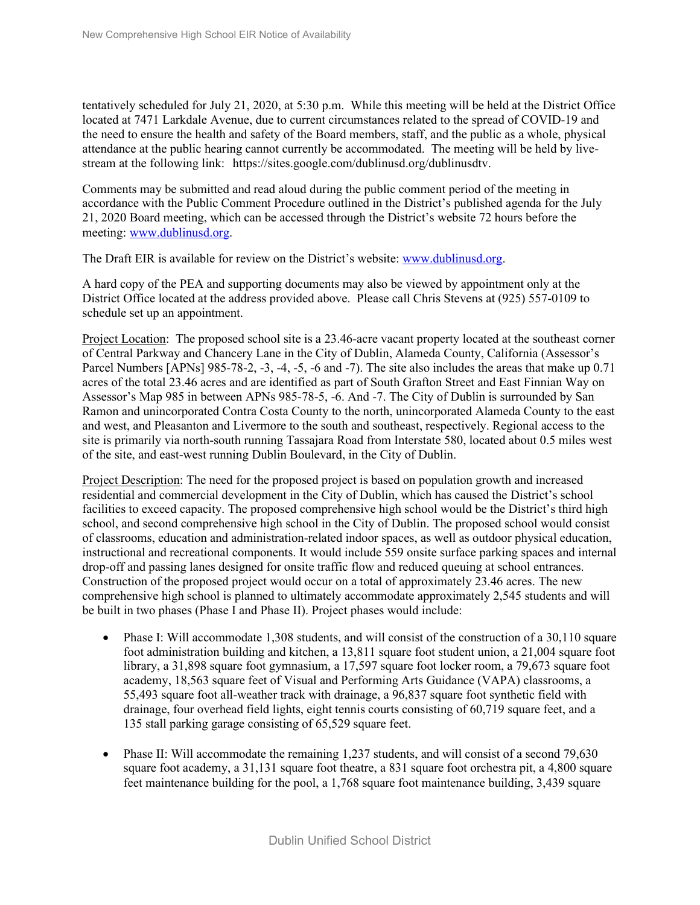tentatively scheduled for July 21, 2020, at 5:30 p.m. While this meeting will be held at the District Office located at 7471 Larkdale Avenue, due to current circumstances related to the spread of COVID-19 and the need to ensure the health and safety of the Board members, staff, and the public as a whole, physical attendance at the public hearing cannot currently be accommodated. The meeting will be held by live-stream at the following link: https://sites.google.com/dublinusd.org/dublinusdtv.

Comments may be submitted and read aloud during the public comment period of the meeting in accordance with the Public Comment Procedure outlined in the District's published agenda for the July 21, 2020 Board meeting, which can be accessed through the District's website 72 hours before the meeting: [www.dublinusd.org](www.dublinusd.org).

The Draft EIR is available for review on the District's website: [www.dublinusd.org](www.dublinusd.org).

A hard copy of the PEA and supporting documents may also be viewed by appointment only at the District Office located at the address provided above. Please call Chris Stevens at (925) 557-0109 to schedule set up an appointment.

Project Location: The proposed school site is a 23.46-acre vacant property located at the southeast corner of Central Parkway and Chancery Lane in the City of Dublin, Alameda County, California (Assessor's Parcel Numbers [APNs] 985-78-2, -3, -4, -5, -6 and -7). The site also includes the areas that make up 0.71 acres of the total 23.46 acres and are identified as part of South Grafton Street and East Finnian Way on Assessor's Map 985 in between APNs 985-78-5, -6. And -7. The City of Dublin is surrounded by San Ramon and unincorporated Contra Costa County to the north, unincorporated Alameda County to the east and west, and Pleasanton and Livermore to the south and southeast, respectively. Regional access to the site is primarily via north-south running Tassajara Road from Interstate 580, located about 0.5 miles west of the site, and east-west running Dublin Boulevard, in the City of Dublin.

Project Description: The need for the proposed project is based on population growth and increased residential and commercial development in the City of Dublin, which has caused the District's school facilities to exceed capacity. The proposed comprehensive high school would be the District's third high school, and second comprehensive high school in the City of Dublin. The proposed school would consist of classrooms, education and administration-related indoor spaces, as well as outdoor physical education, instructional and recreational components. It would include 559 onsite surface parking spaces and internal drop-off and passing lanes designed for onsite traffic flow and reduced queuing at school entrances. Construction of the proposed project would occur on a total of approximately 23.46 acres. The new comprehensive high school is planned to ultimately accommodate approximately 2,545 students and will be built in two phases (Phase I and Phase II). Project phases would include:

- Phase I: Will accommodate 1,308 students, and will consist of the construction of a 30,110 square foot administration building and kitchen, a 13,811 square foot student union, a 21,004 square foot library, a 31,898 square foot gymnasium, a 17,597 square foot locker room, a 79,673 square foot academy, 18,563 square feet of Visual and Performing Arts Guidance (VAPA) classrooms, a 55,493 square foot all-weather track with drainage, a 96,837 square foot synthetic field with drainage, four overhead field lights, eight tennis courts consisting of 60,719 square feet, and a 135 stall parking garage consisting of 65,529 square feet.

- Phase II: Will accommodate the remaining 1,237 students, and will consist of a second 79,630 square foot academy, a 31,131 square foot theatre, a 831 square foot orchestra pit, a 4,800 square feet maintenance building for the pool, a 1,768 square foot maintenance building, 3,439 square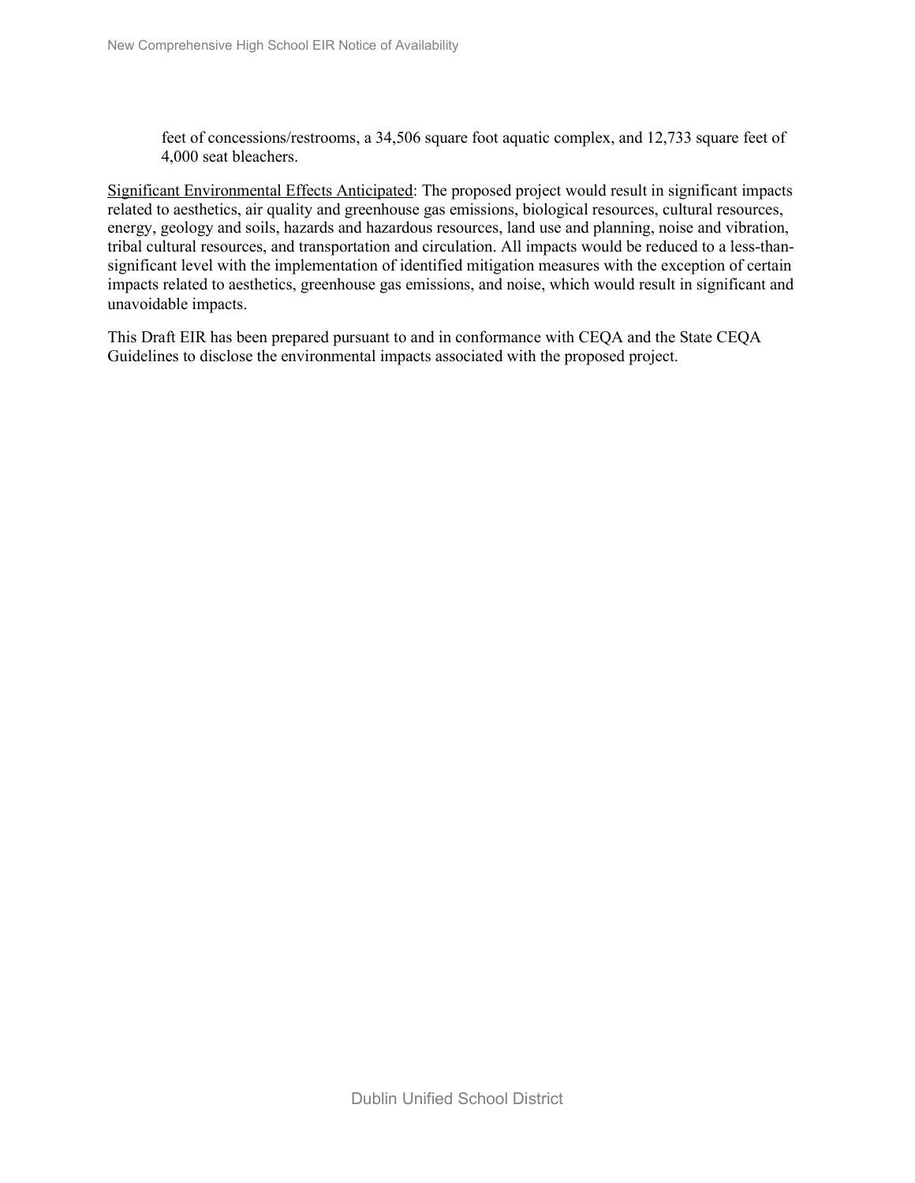feet of concessions/restrooms, a 34,506 square foot aquatic complex, and 12,733 square feet of 4,000 seat bleachers.

<u>Significant Environmental Effects Anticipated</u>: The proposed project would result in significant impacts related to aesthetics, air quality and greenhouse gas emissions, biological resources, cultural resources, energy, geology and soils, hazards and hazardous resources, land use and planning, noise and vibration, tribal cultural resources, and transportation and circulation. All impacts would be reduced to a less-than-significant level with the implementation of identified mitigation measures with the exception of certain impacts related to aesthetics, greenhouse gas emissions, and noise, which would result in significant and unavoidable impacts.

This Draft EIR has been prepared pursuant to and in conformance with CEQA and the State CEQA Guidelines to disclose the environmental impacts associated with the proposed project.